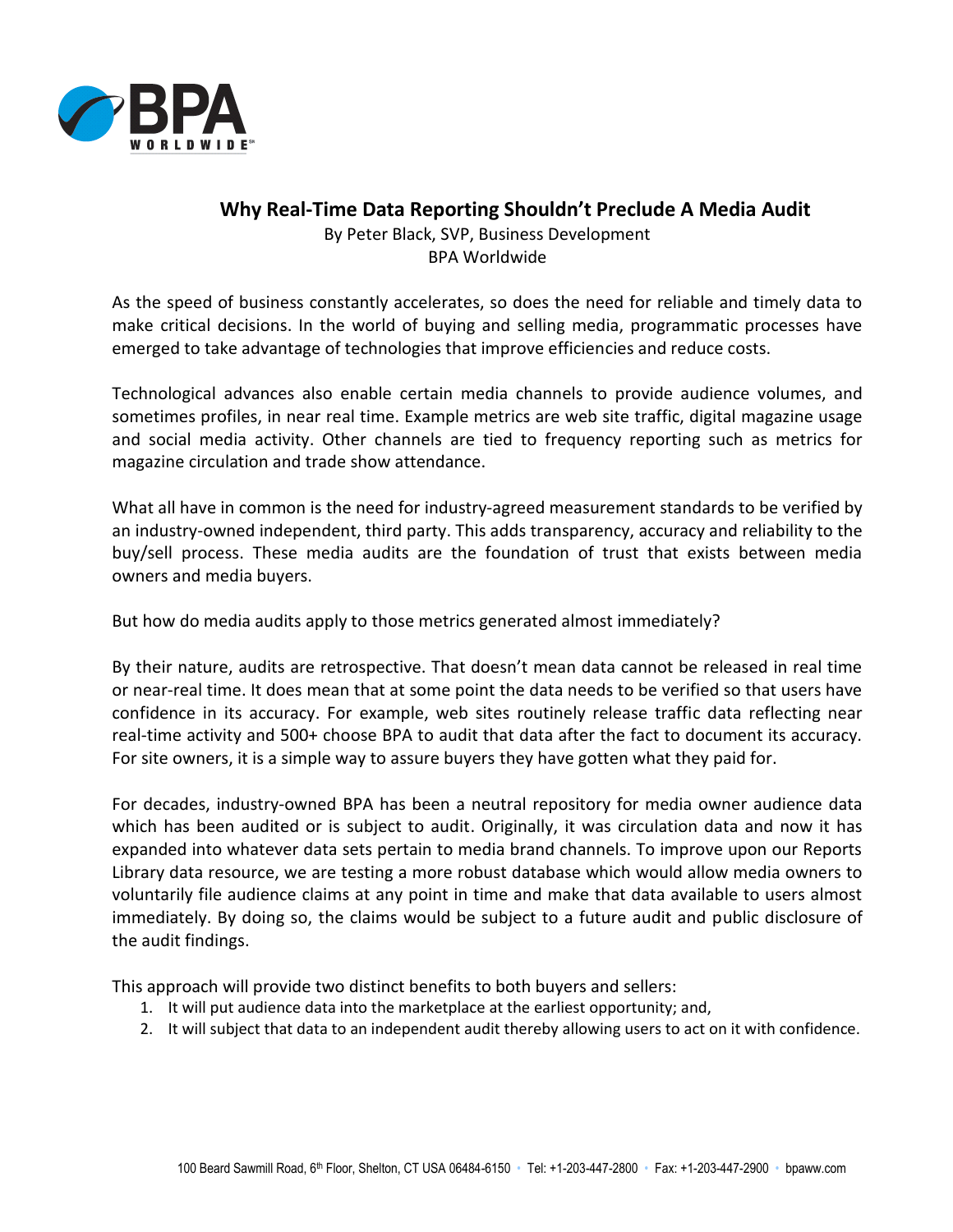# Why Real-Time Data Reporting Shouldn't Preclude A Media Audit

By Peter Black, SVP, Business Development
BPA Worldwide

As the speed of business constantly accelerates, so does the need for reliable and timely data to make critical decisions. In the world of buying and selling media, programmatic processes have emerged to take advantage of technologies that improve efficiencies and reduce costs.

Technological advances also enable certain media channels to provide audience volumes, and sometimes profiles, in near real time. Example metrics are web site traffic, digital magazine usage and social media activity. Other channels are tied to frequency reporting such as metrics for magazine circulation and trade show attendance.

What all have in common is the need for industry-agreed measurement standards to be verified by an industry-owned independent, third party. This adds transparency, accuracy and reliability to the buy/sell process. These media audits are the foundation of trust that exists between media owners and media buyers.

But how do media audits apply to those metrics generated almost immediately?

By their nature, audits are retrospective. That doesn't mean data cannot be released in real time or near-real time. It does mean that at some point the data needs to be verified so that users have confidence in its accuracy. For example, web sites routinely release traffic data reflecting near real-time activity and 500+ choose BPA to audit that data after the fact to document its accuracy. For site owners, it is a simple way to assure buyers they have gotten what they paid for.

For decades, industry-owned BPA has been a neutral repository for media owner audience data which has been audited or is subject to audit. Originally, it was circulation data and now it has expanded into whatever data sets pertain to media brand channels. To improve upon our Reports Library data resource, we are testing a more robust database which would allow media owners to voluntarily file audience claims at any point in time and make that data available to users almost immediately. By doing so, the claims would be subject to a future audit and public disclosure of the audit findings.

This approach will provide two distinct benefits to both buyers and sellers:

1. It will put audience data into the marketplace at the earliest opportunity; and,
2. It will subject that data to an independent audit thereby allowing users to act on it with confidence.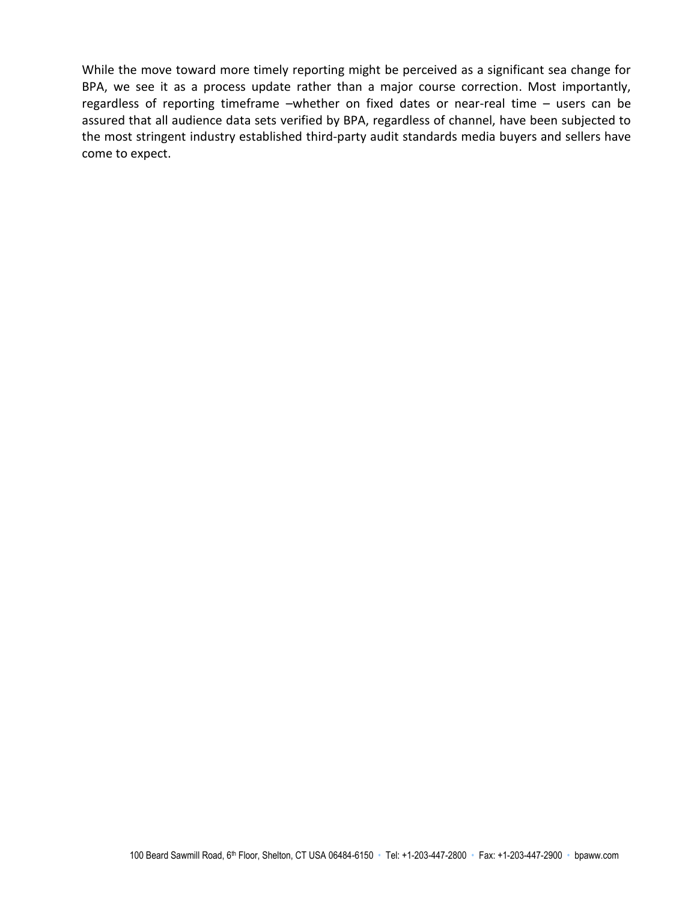While the move toward more timely reporting might be perceived as a significant sea change for BPA, we see it as a process update rather than a major course correction. Most importantly, regardless of reporting timeframe –whether on fixed dates or near-real time – users can be assured that all audience data sets verified by BPA, regardless of channel, have been subjected to the most stringent industry established third-party audit standards media buyers and sellers have come to expect.